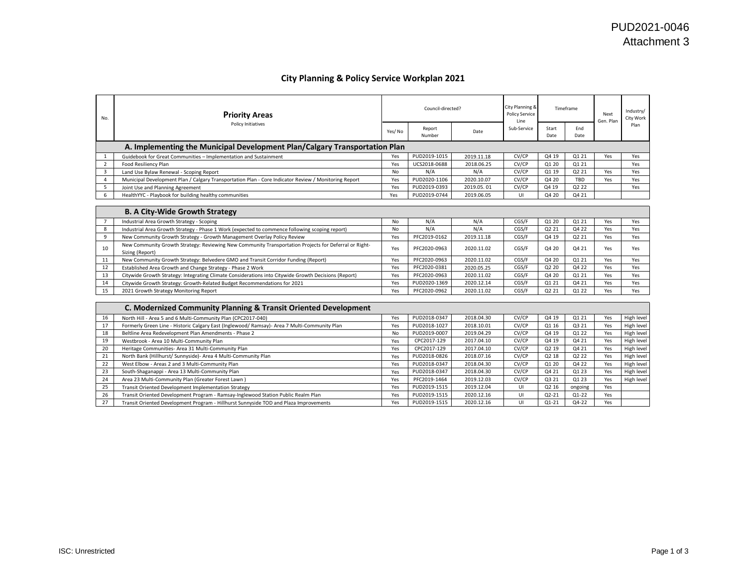PUD2021-0046
Attachment 3

## City Planning & Policy Service Workplan 2021

| No. | Priority Areas<br>Policy Initiatives | Council-directed? | | | City Planning & Policy Service Line | Timeframe | | Next Gen. Plan | Industry/ City Work Plan |
|---|---|---|---|---|---|---|---|---|---|
| | | Yes/ No | Report Number | Date | Sub-Service | Start Date | End Date | | |
| | **A. Implementing the Municipal Development Plan/Calgary Transportation Plan** | | | | | | | | |
| 1 | Guidebook for Great Communities – Implementation and Sustainment | Yes | PUD2019-1015 | 2019.11.18 | CV/CP | Q4 19 | Q1 21 | Yes | Yes |
| 2 | Food Resiliency Plan | Yes | UCS2018-0688 | 2018.06.25 | CV/CP | Q1 20 | Q1 21 | | Yes |
| 3 | Land Use Bylaw Renewal - Scoping Report | No | N/A | N/A | CV/CP | Q1 19 | Q2 21 | Yes | Yes |
| 4 | Municipal Development Plan / Calgary Transportation Plan - Core Indicator Review / Monitoring Report | Yes | PUD2020-1106 | 2020.10.07 | CV/CP | Q4 20 | TBD | Yes | Yes |
| 5 | Joint Use and Planning Agreement | Yes | PUD2019-0393 | 2019.05. 01 | CV/CP | Q4 19 | Q2 22 | | Yes |
| 6 | HealthYYC - Playbook for building healthy communities | Yes | PUD2019-0744 | 2019.06.05 | UI | Q4 20 | Q4 21 | | |
| | **B. A City-Wide Growth Strategy** | | | | | | | | |
| 7 | Industrial Area Growth Strategy - Scoping | No | N/A | N/A | CGS/F | Q1 20 | Q1 21 | Yes | Yes |
| 8 | Industrial Area Growth Strategy - Phase 1 Work (expected to commence following scoping report) | No | N/A | N/A | CGS/F | Q2 21 | Q4 22 | Yes | Yes |
| 9 | New Community Growth Strategy - Growth Management Overlay Policy Review | Yes | PFC2019-0162 | 2019.11.18 | CGS/F | Q4 19 | Q2 21 | Yes | Yes |
| 10 | New Community Growth Strategy: Reviewing New Community Transportation Projects for Deferral or Right-Sizing (Report) | Yes | PFC2020-0963 | 2020.11.02 | CGS/F | Q4 20 | Q4 21 | Yes | Yes |
| 11 | New Community Growth Strategy: Belvedere GMO and Transit Corridor Funding (Report) | Yes | PFC2020-0963 | 2020.11.02 | CGS/F | Q4 20 | Q1 21 | Yes | Yes |
| 12 | Established Area Growth and Change Strategy - Phase 2 Work | Yes | PFC2020-0381 | 2020.05.25 | CGS/F | Q2 20 | Q4 22 | Yes | Yes |
| 13 | Citywide Growth Strategy: Integrating Climate Considerations into Citywide Growth Decisions (Report) | Yes | PFC2020-0963 | 2020.11.02 | CGS/F | Q4 20 | Q1 21 | Yes | Yes |
| 14 | Citywide Growth Strategy: Growth-Related Budget Recommendations for 2021 | Yes | PUD2020-1369 | 2020.12.14 | CGS/F | Q1 21 | Q4 21 | Yes | Yes |
| 15 | 2021 Growth Strategy Monitoring Report | Yes | PFC2020-0962 | 2020.11.02 | CGS/F | Q2 21 | Q1 22 | Yes | Yes |
| | **C. Modernized Community Planning & Transit Oriented Development** | | | | | | | | |
| 16 | North Hill - Area 5 and 6 Multi-Community Plan (CPC2017-040) | Yes | PUD2018-0347 | 2018.04.30 | CV/CP | Q4 19 | Q1 21 | Yes | High level |
| 17 | Formerly Green Line - Historic Calgary East (Inglewood/ Ramsay)- Area 7 Multi-Community Plan | Yes | PUD2018-1027 | 2018.10.01 | CV/CP | Q1 16 | Q3 21 | Yes | High level |
| 18 | Beltline Area Redevelopment Plan Amendments - Phase 2 | No | PUD2019-0007 | 2019.04.29 | CV/CP | Q4 19 | Q1 22 | Yes | High level |
| 19 | Westbrook - Area 10 Multi-Community Plan | Yes | CPC2017-129 | 2017.04.10 | CV/CP | Q4 19 | Q4 21 | Yes | High level |
| 20 | Heritage Communities- Area 31 Multi-Community Plan | Yes | CPC2017-129 | 2017.04.10 | CV/CP | Q2 19 | Q4 21 | Yes | High level |
| 21 | North Bank (Hillhurst/ Sunnyside)- Area 4 Multi-Community Plan | Yes | PUD2018-0826 | 2018.07.16 | CV/CP | Q2 18 | Q2 22 | Yes | High level |
| 22 | West Elbow - Areas 2 and 3 Multi-Community Plan | Yes | PUD2018-0347 | 2018.04.30 | CV/CP | Q1 20 | Q4 22 | Yes | High level |
| 23 | South-Shaganappi - Area 13 Multi-Community Plan | Yes | PUD2018-0347 | 2018.04.30 | CV/CP | Q4 21 | Q1 23 | Yes | High level |
| 24 | Area 23 Multi-Community Plan (Greater Forest Lawn ) | Yes | PFC2019-1464 | 2019.12.03 | CV/CP | Q3 21 | Q1 23 | Yes | High level |
| 25 | Transit Oriented Development Implementation Strategy | Yes | PUD2019-1515 | 2019.12.04 | UI | Q2 16 | ongoing | Yes | |
| 26 | Transit Oriented Development Program - Ramsay-Inglewood Station Public Realm Plan | Yes | PUD2019-1515 | 2020.12.16 | UI | Q2-21 | Q1-22 | Yes | |
| 27 | Transit Oriented Development Program - Hillhurst Sunnyside TOD and Plaza Improvements | Yes | PUD2019-1515 | 2020.12.16 | UI | Q1-21 | Q4-22 | Yes | |

ISC: Unrestricted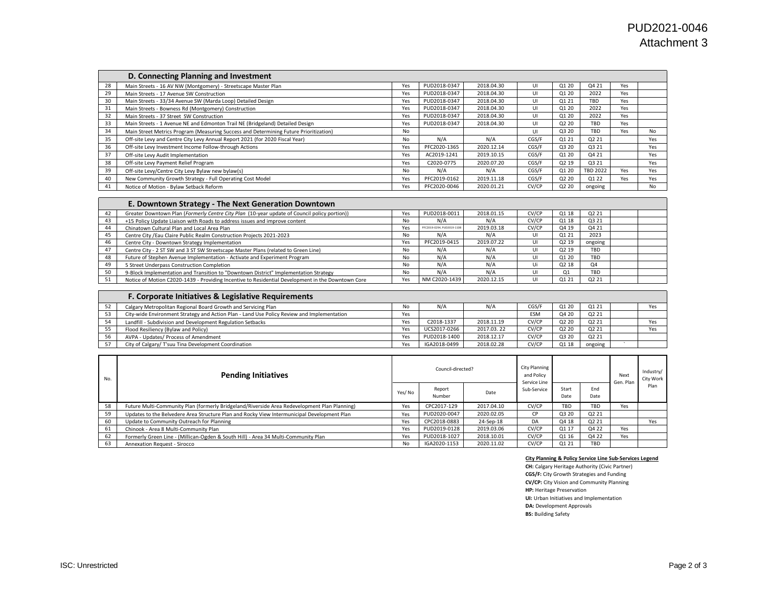PUD2021-0046
Attachment 3

| No. | D. Connecting Planning and Investment | | | | | | | | |
|---|---|---|---|---|---|---|---|---|---|
| 28 | Main Streets - 16 AV NW (Montgomery) - Streetscape Master Plan | Yes | PUD2018-0347 | 2018.04.30 | UI | Q1 20 | Q4 21 | Yes | |
| 29 | Main Streets - 17 Avenue SW Construction | Yes | PUD2018-0347 | 2018.04.30 | UI | Q1 20 | 2022 | Yes | |
| 30 | Main Streets - 33/34 Avenue SW (Marda Loop) Detailed Design | Yes | PUD2018-0347 | 2018.04.30 | UI | Q1 21 | TBD | Yes | |
| 31 | Main Streets - Bowness Rd (Montgomery) Construction | Yes | PUD2018-0347 | 2018.04.30 | UI | Q1 20 | 2022 | Yes | |
| 32 | Main Streets - 37 Street SW Construction | Yes | PUD2018-0347 | 2018.04.30 | UI | Q1 20 | 2022 | Yes | |
| 33 | Main Streets - 1 Avenue NE and Edmonton Trail NE (Bridgeland) Detailed Design | Yes | PUD2018-0347 | 2018.04.30 | UI | Q2 20 | TBD | Yes | |
| 34 | Main Street Metrics Program (Measuring Success and Determining Future Prioritization) | No | | | UI | Q3 20 | TBD | Yes | No |
| 35 | Off-site Levy and Centre City Levy Annual Report 2021 (for 2020 Fiscal Year) | No | N/A | N/A | CGS/F | Q1 21 | Q2 21 | | Yes |
| 36 | Off-site Levy Investment Income Follow-through Actions | Yes | PFC2020-1365 | 2020.12.14 | CGS/F | Q3 20 | Q3 21 | | Yes |
| 37 | Off-site Levy Audit Implementation | Yes | AC2019-1241 | 2019.10.15 | CGS/F | Q1 20 | Q4 21 | | Yes |
| 38 | Off-site Levy Payment Relief Program | Yes | C2020-0775 | 2020.07.20 | CGS/F | Q2 19 | Q3 21 | | Yes |
| 39 | Off-site Levy/Centre City Levy Bylaw new bylaw(s) | No | N/A | N/A | CGS/F | Q1 20 | TBD 2022 | Yes | Yes |
| 40 | New Community Growth Strategy - Full Operating Cost Model | Yes | PFC2019-0162 | 2019.11.18 | CGS/F | Q2 20 | Q1 22 | Yes | Yes |
| 41 | Notice of Motion - Bylaw Setback Reform | Yes | PFC2020-0046 | 2020.01.21 | CV/CP | Q2 20 | ongoing | | No |

| No. | E. Downtown Strategy - The Next Generation Downtown | | | | | | | | |
|---|---|---|---|---|---|---|---|---|---|
| 42 | Greater Downtown Plan (*Formerly Centre City Plan* (10-year update of Council policy portion)) | Yes | PUD2018-0011 | 2018.01.15 | CV/CP | Q1 18 | Q2 21 | | |
| 43 | +15 Policy Update Liaison with Roads to address issues and improve content | No | N/A | N/A | CV/CP | Q1 18 | Q3 21 | | |
| 44 | Chinatown Cultural Plan and Local Area Plan | Yes | PFC2019-0294, PUD2019-1108 | 2019.03.18 | CV/CP | Q4 19 | Q4 21 | | |
| 45 | Centre City /Eau Claire Public Realm Construction Projects 2021-2023 | No | N/A | N/A | UI | Q1 21 | 2023 | | |
| 46 | Centre City - Downtown Strategy Implementation | Yes | PFC2019-0415 | 2019.07.22 | UI | Q2 19 | ongoing | | |
| 47 | Centre City - 2 ST SW and 3 ST SW Streetscape Master Plans (related to Green Line) | No | N/A | N/A | UI | Q2 19 | TBD | | |
| 48 | Future of Stephen Avenue Implementation - Activate and Experiment Program | No | N/A | N/A | UI | Q1 20 | TBD | | |
| 49 | 5 Street Underpass Construction Completion | No | N/A | N/A | Ui | Q2 18 | Q4 | | |
| 50 | 9-Block Implementation and Transition to "Downtown District" Implementation Strategy | No | N/A | N/A | UI | Q1 | TBD | | |
| 51 | Notice of Motion C2020-1439 - Providing Incentive to Residential Development in the Downtown Core | Yes | NM C2020-1439 | 2020.12.15 | UI | Q1 21 | Q2 21 | | |

| No. | F. Corporate Initiatives & Legislative Requirements | | | | | | | | |
|---|---|---|---|---|---|---|---|---|---|
| 52 | Calgary Metropolitan Regional Board Growth and Servicing Plan | No | N/A | N/A | CGS/F | Q1 20 | Q1 21 | | Yes |
| 53 | City-wide Environment Strategy and Action Plan - Land Use Policy Review and Implementation | Yes | | | ESM | Q4 20 | Q2 21 | | |
| 54 | Landfill - Subdivision and Development Regulation Setbacks | Yes | C2018-1337 | 2018.11.19 | CV/CP | Q2 20 | Q2 21 | | Yes |
| 55 | Flood Resiliency (Bylaw and Policy) | Yes | UCS2017-0266 | 2017.03. 22 | CV/CP | Q2 20 | Q2 21 | | Yes |
| 56 | AVPA - Updates/ Process of Amendment | Yes | PUD2018-1400 | 2018.12.17 | CV/CP | Q3 20 | Q2 21 | | |
| 57 | City of Calgary/ T'suu Tina Development Coordination | Yes | IGA2018-0499 | 2018.02.28 | CV/CP | Q1 18 | ongoing | ` | |

| No. | Pending Initiatives | Council-directed? | | | City Planning and Policy Service Line | | | Next Gen. Plan | Industry/ City Work Plan |
|---|---|---|---|---|---|---|---|---|---|
| | | Yes/ No | Report Number | Date | Sub-Service | Start Date | End Date | | |
| 58 | Future Multi-Community Plan (formerly Bridgeland/Riverside Area Redevelopment Plan Planning) | Yes | CPC2017-129 | 2017.04.10 | CV/CP | TBD | TBD | Yes | |
| 59 | Updates to the Belvedere Area Structure Plan and Rocky View Intermunicipal Development Plan | Yes | PUD2020-0047 | 2020.02.05 | CP | Q3 20 | Q2 21 | | |
| 60 | Update to Community Outreach for Planning | Yes | CPC2018-0883 | 24-Sep-18 | DA | Q4 18 | Q2 21 | | Yes |
| 61 | Chinook - Area 8 Multi-Community Plan | Yes | PUD2019-0128 | 2019.03.06 | CV/CP | Q1 17 | Q4 22 | Yes | |
| 62 | Formerly Green Line - (Millican-Ogden & South Hill) - Area 34 Multi-Community Plan | Yes | PUD2018-1027 | 2018.10.01 | CV/CP | Q1 16 | Q4 22 | Yes | |
| 63 | Annexation Request - Sirocco | No | IGA2020-1153 | 2020.11.02 | CV/CP | Q1 21 | TBD | | |

**City Planning & Policy Service Line Sub-Services Legend**

**CH:** Calgary Heritage Authority (Civic Partner)
**CGS/F:** City Growth Strategies and Funding
**CV/CP:** City Vision and Community Planning
**HP:** Heritage Preservation
**UI:** Urban Initiatives and Implementation
**DA:** Development Approvals
**BS:** Building Safety

ISC: Unrestricted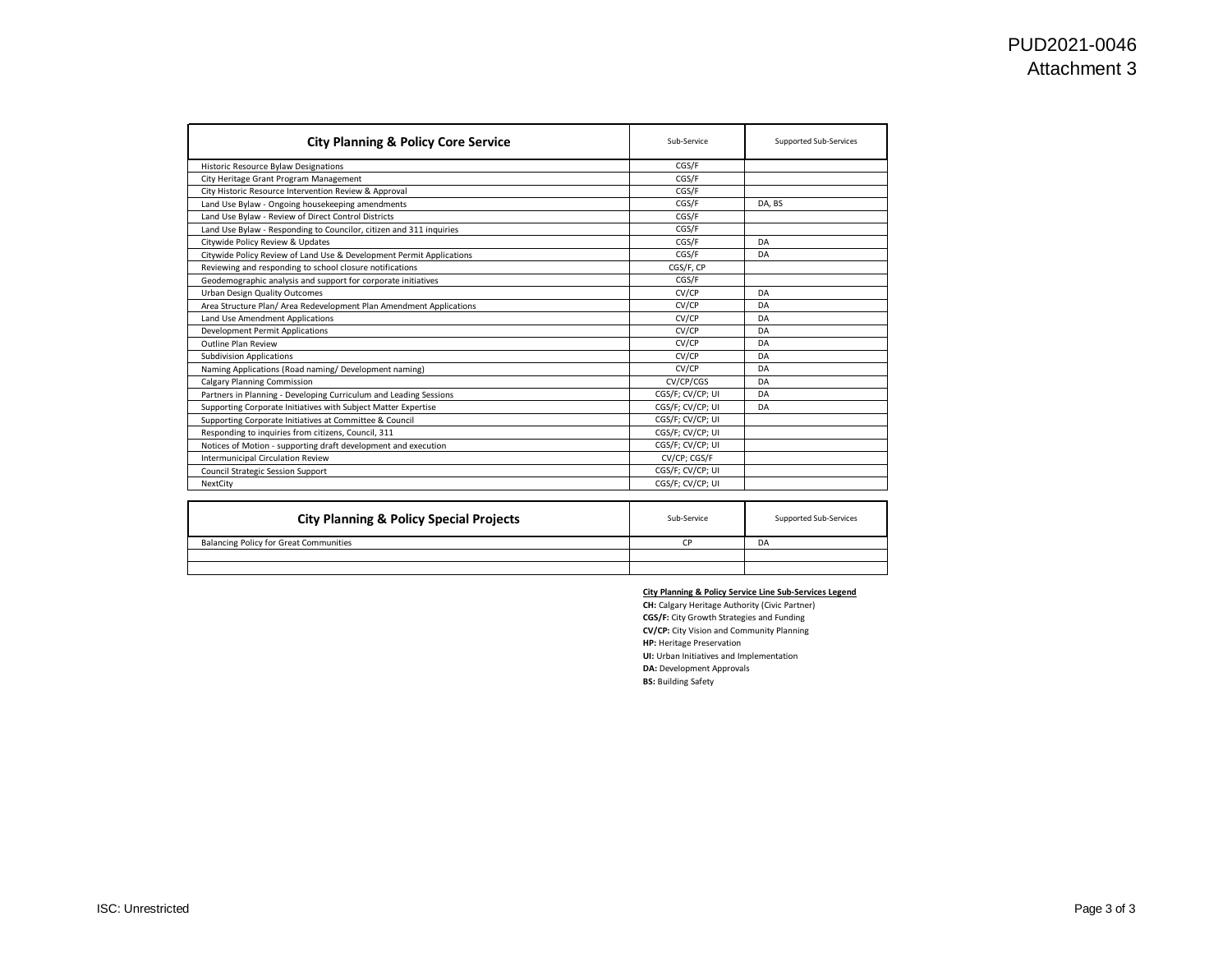PUD2021-0046
Attachment 3

| City Planning & Policy Core Service | Sub-Service | Supported Sub-Services |
|---|---|---|
| Historic Resource Bylaw Designations | CGS/F | |
| City Heritage Grant Program Management | CGS/F | |
| City Historic Resource Intervention Review & Approval | CGS/F | |
| Land Use Bylaw - Ongoing housekeeping amendments | CGS/F | DA, BS |
| Land Use Bylaw - Review of Direct Control Districts | CGS/F | |
| Land Use Bylaw - Responding to Councilor, citizen and 311 inquiries | CGS/F | |
| Citywide Policy Review & Updates | CGS/F | DA |
| Citywide Policy Review of Land Use & Development Permit Applications | CGS/F | DA |
| Reviewing and responding to school closure notifications | CGS/F, CP | |
| Geodemographic analysis and support for corporate initiatives | CGS/F | |
| Urban Design Quality Outcomes | CV/CP | DA |
| Area Structure Plan/ Area Redevelopment Plan Amendment Applications | CV/CP | DA |
| Land Use Amendment Applications | CV/CP | DA |
| Development Permit Applications | CV/CP | DA |
| Outline Plan Review | CV/CP | DA |
| Subdivision Applications | CV/CP | DA |
| Naming Applications (Road naming/ Development naming) | CV/CP | DA |
| Calgary Planning Commission | CV/CP/CGS | DA |
| Partners in Planning - Developing Curriculum and Leading Sessions | CGS/F; CV/CP; UI | DA |
| Supporting Corporate Initiatives with Subject Matter Expertise | CGS/F; CV/CP; UI | DA |
| Supporting Corporate Initiatives at Committee & Council | CGS/F; CV/CP; UI | |
| Responding to inquiries from citizens, Council, 311 | CGS/F; CV/CP; UI | |
| Notices of Motion - supporting draft development and execution | CGS/F; CV/CP; UI | |
| Intermunicipal Circulation Review | CV/CP; CGS/F | |
| Council Strategic Session Support | CGS/F; CV/CP; UI | |
| NextCity | CGS/F; CV/CP; UI | |

| City Planning & Policy Special Projects | Sub-Service | Supported Sub-Services |
|---|---|---|
| Balancing Policy for Great Communities | CP | DA |
| | | |
| | | |

**City Planning & Policy Service Line Sub-Services Legend**

**CH:** Calgary Heritage Authority (Civic Partner)
**CGS/F:** City Growth Strategies and Funding
**CV/CP:** City Vision and Community Planning
**HP:** Heritage Preservation
**UI:** Urban Initiatives and Implementation
**DA:** Development Approvals
**BS:** Building Safety

ISC: Unrestricted